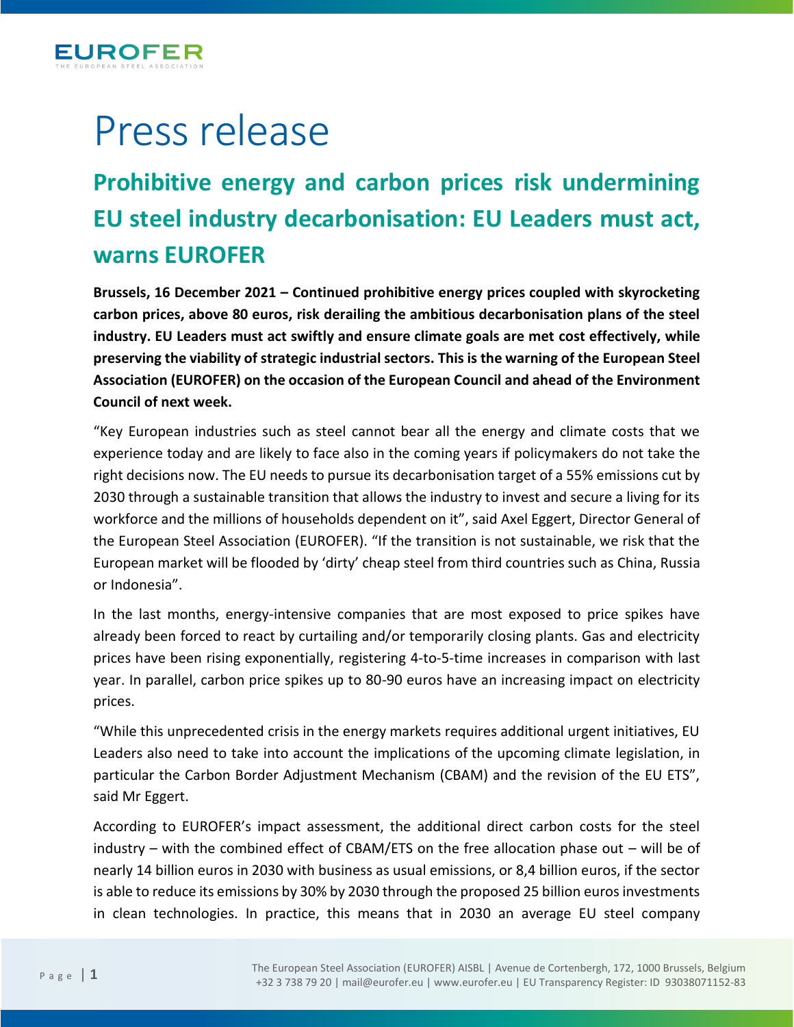# Press release

## Prohibitive energy and carbon prices risk undermining EU steel industry decarbonisation: EU Leaders must act, warns EUROFER

**Brussels, 16 December 2021 – Continued prohibitive energy prices coupled with skyrocketing carbon prices, above 80 euros, risk derailing the ambitious decarbonisation plans of the steel industry. EU Leaders must act swiftly and ensure climate goals are met cost effectively, while preserving the viability of strategic industrial sectors. This is the warning of the European Steel Association (EUROFER) on the occasion of the European Council and ahead of the Environment Council of next week.**

"Key European industries such as steel cannot bear all the energy and climate costs that we experience today and are likely to face also in the coming years if policymakers do not take the right decisions now. The EU needs to pursue its decarbonisation target of a 55% emissions cut by 2030 through a sustainable transition that allows the industry to invest and secure a living for its workforce and the millions of households dependent on it", said Axel Eggert, Director General of the European Steel Association (EUROFER). "If the transition is not sustainable, we risk that the European market will be flooded by 'dirty' cheap steel from third countries such as China, Russia or Indonesia".

In the last months, energy-intensive companies that are most exposed to price spikes have already been forced to react by curtailing and/or temporarily closing plants. Gas and electricity prices have been rising exponentially, registering 4-to-5-time increases in comparison with last year. In parallel, carbon price spikes up to 80-90 euros have an increasing impact on electricity prices.

"While this unprecedented crisis in the energy markets requires additional urgent initiatives, EU Leaders also need to take into account the implications of the upcoming climate legislation, in particular the Carbon Border Adjustment Mechanism (CBAM) and the revision of the EU ETS", said Mr Eggert.

According to EUROFER's impact assessment, the additional direct carbon costs for the steel industry – with the combined effect of CBAM/ETS on the free allocation phase out – will be of nearly 14 billion euros in 2030 with business as usual emissions, or 8,4 billion euros, if the sector is able to reduce its emissions by 30% by 2030 through the proposed 25 billion euros investments in clean technologies. In practice, this means that in 2030 an average EU steel company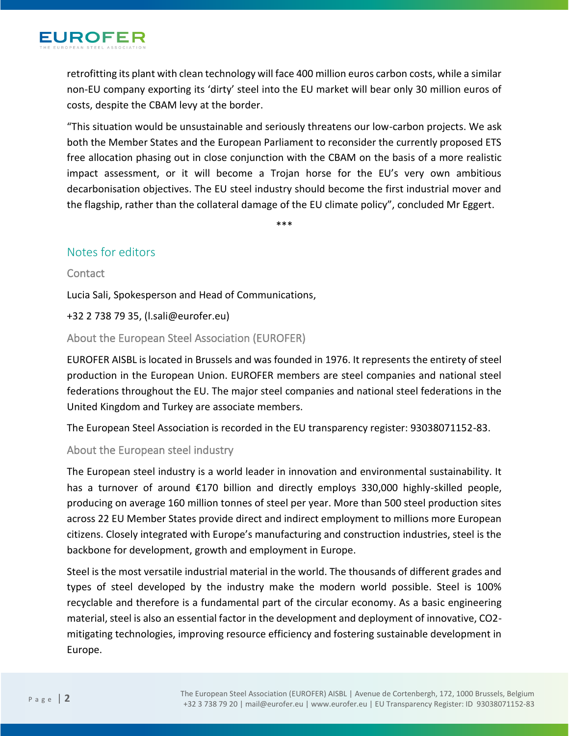retrofitting its plant with clean technology will face 400 million euros carbon costs, while a similar non-EU company exporting its 'dirty' steel into the EU market will bear only 30 million euros of costs, despite the CBAM levy at the border.

"This situation would be unsustainable and seriously threatens our low-carbon projects. We ask both the Member States and the European Parliament to reconsider the currently proposed ETS free allocation phasing out in close conjunction with the CBAM on the basis of a more realistic impact assessment, or it will become a Trojan horse for the EU's very own ambitious decarbonisation objectives. The EU steel industry should become the first industrial mover and the flagship, rather than the collateral damage of the EU climate policy", concluded Mr Eggert.

***

## Notes for editors

### Contact

Lucia Sali, Spokesperson and Head of Communications,

+32 2 738 79 35, (l.sali@eurofer.eu)

### About the European Steel Association (EUROFER)

EUROFER AISBL is located in Brussels and was founded in 1976. It represents the entirety of steel production in the European Union. EUROFER members are steel companies and national steel federations throughout the EU. The major steel companies and national steel federations in the United Kingdom and Turkey are associate members.

The European Steel Association is recorded in the EU transparency register: 93038071152-83.

### About the European steel industry

The European steel industry is a world leader in innovation and environmental sustainability. It has a turnover of around €170 billion and directly employs 330,000 highly-skilled people, producing on average 160 million tonnes of steel per year. More than 500 steel production sites across 22 EU Member States provide direct and indirect employment to millions more European citizens. Closely integrated with Europe's manufacturing and construction industries, steel is the backbone for development, growth and employment in Europe.

Steel is the most versatile industrial material in the world. The thousands of different grades and types of steel developed by the industry make the modern world possible. Steel is 100% recyclable and therefore is a fundamental part of the circular economy. As a basic engineering material, steel is also an essential factor in the development and deployment of innovative, $CO_2$-mitigating technologies, improving resource efficiency and fostering sustainable development in Europe.